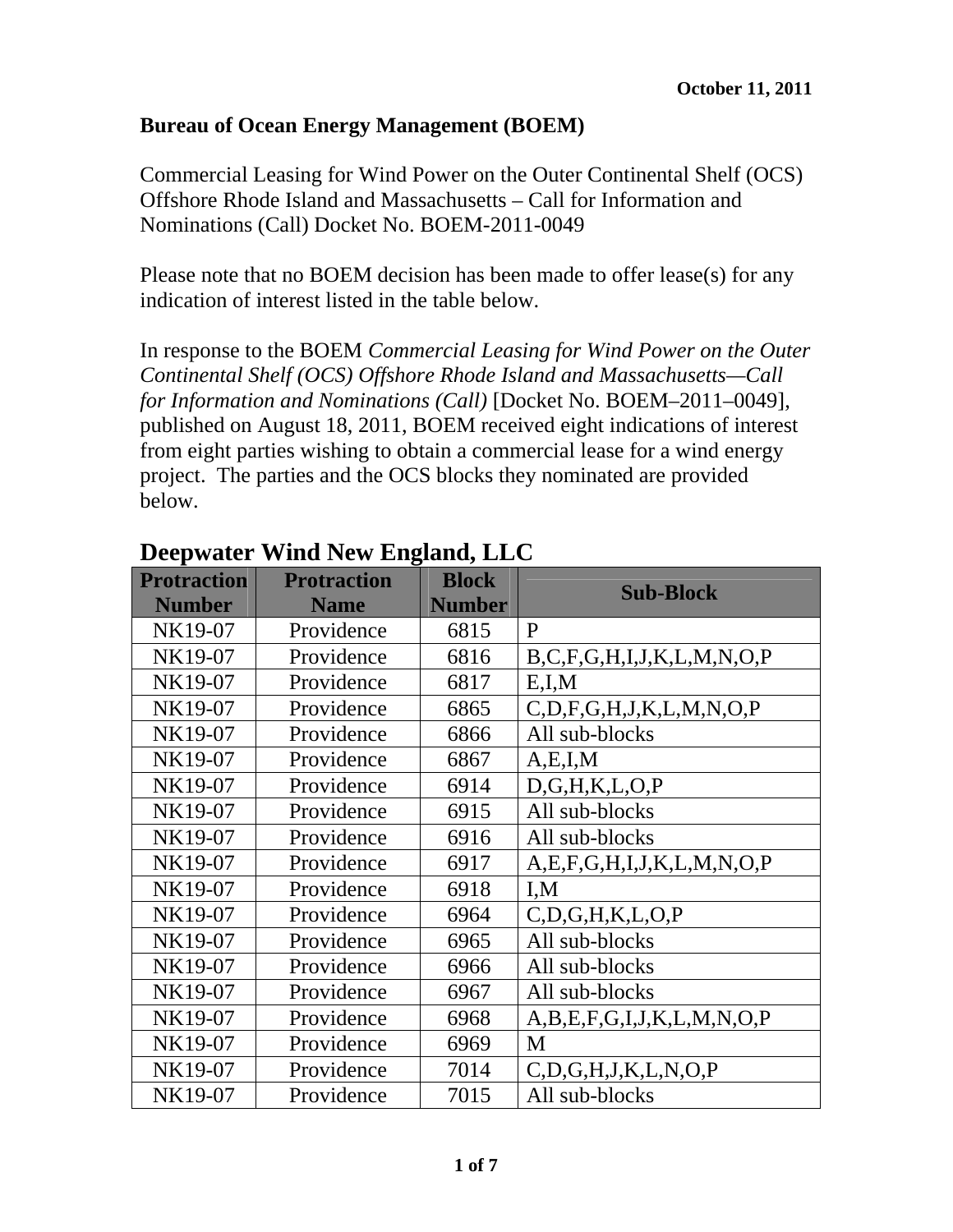October 11, 2011

**Bureau of Ocean Energy Management (BOEM)**

Commercial Leasing for Wind Power on the Outer Continental Shelf (OCS) Offshore Rhode Island and Massachusetts – Call for Information and Nominations (Call) Docket No. BOEM-2011-0049

Please note that no BOEM decision has been made to offer lease(s) for any indication of interest listed in the table below.

In response to the BOEM *Commercial Leasing for Wind Power on the Outer Continental Shelf (OCS) Offshore Rhode Island and Massachusetts—Call for Information and Nominations (Call)* [Docket No. BOEM–2011–0049], published on August 18, 2011, BOEM received eight indications of interest from eight parties wishing to obtain a commercial lease for a wind energy project. The parties and the OCS blocks they nominated are provided below.

## Deepwater Wind New England, LLC

| Protraction Number | Protraction Name | Block Number | Sub-Block |
|---|---|---|---|
| NK19-07 | Providence | 6815 | P |
| NK19-07 | Providence | 6816 | B,C,F,G,H,I,J,K,L,M,N,O,P |
| NK19-07 | Providence | 6817 | E,I,M |
| NK19-07 | Providence | 6865 | C,D,F,G,H,J,K,L,M,N,O,P |
| NK19-07 | Providence | 6866 | All sub-blocks |
| NK19-07 | Providence | 6867 | A,E,I,M |
| NK19-07 | Providence | 6914 | D,G,H,K,L,O,P |
| NK19-07 | Providence | 6915 | All sub-blocks |
| NK19-07 | Providence | 6916 | All sub-blocks |
| NK19-07 | Providence | 6917 | A,E,F,G,H,I,J,K,L,M,N,O,P |
| NK19-07 | Providence | 6918 | I,M |
| NK19-07 | Providence | 6964 | C,D,G,H,K,L,O,P |
| NK19-07 | Providence | 6965 | All sub-blocks |
| NK19-07 | Providence | 6966 | All sub-blocks |
| NK19-07 | Providence | 6967 | All sub-blocks |
| NK19-07 | Providence | 6968 | A,B,E,F,G,I,J,K,L,M,N,O,P |
| NK19-07 | Providence | 6969 | M |
| NK19-07 | Providence | 7014 | C,D,G,H,J,K,L,N,O,P |
| NK19-07 | Providence | 7015 | All sub-blocks |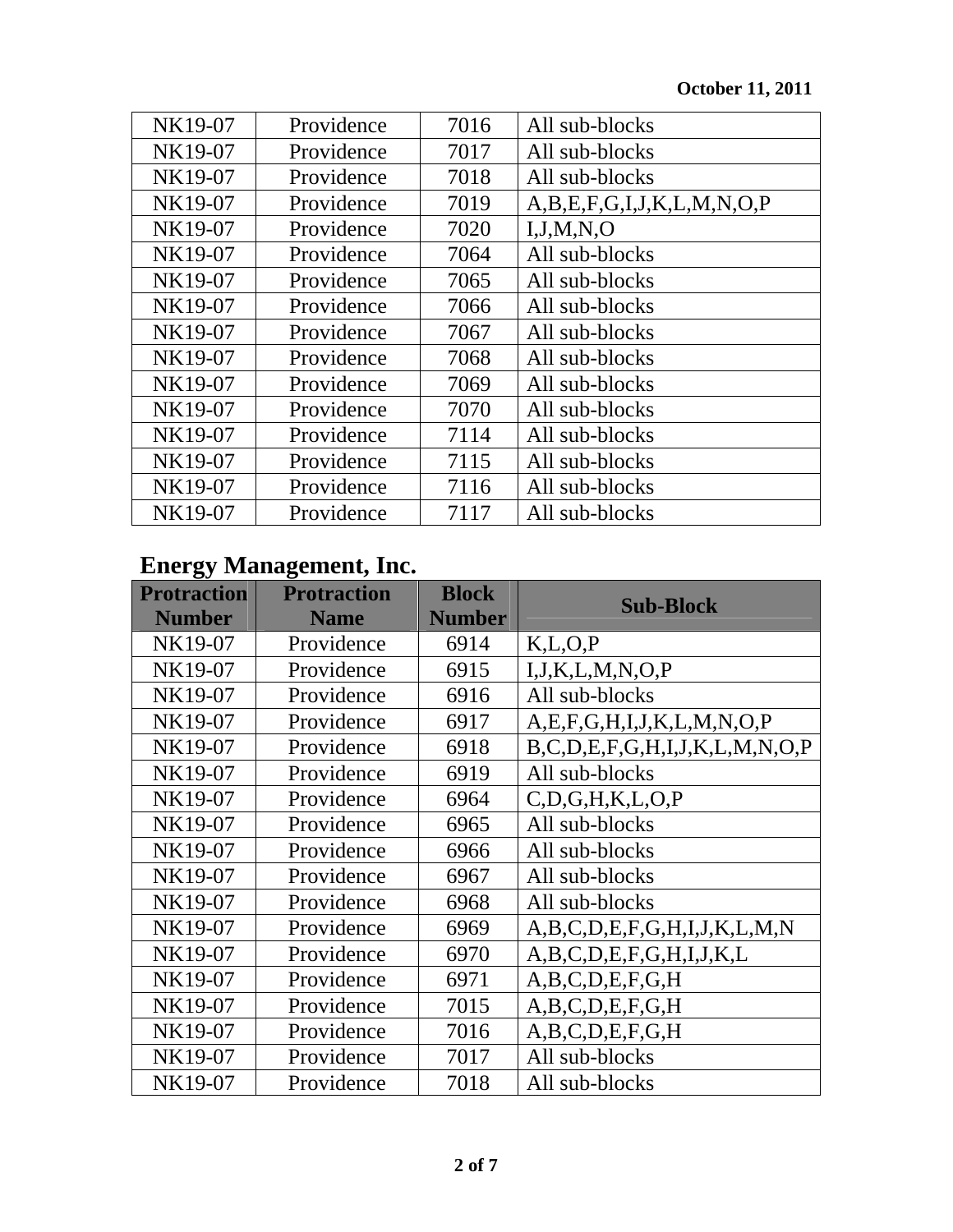October 11, 2011

| | | | |
|---|---|---|---|
| NK19-07 | Providence | 7016 | All sub-blocks |
| NK19-07 | Providence | 7017 | All sub-blocks |
| NK19-07 | Providence | 7018 | All sub-blocks |
| NK19-07 | Providence | 7019 | A,B,E,F,G,I,J,K,L,M,N,O,P |
| NK19-07 | Providence | 7020 | I,J,M,N,O |
| NK19-07 | Providence | 7064 | All sub-blocks |
| NK19-07 | Providence | 7065 | All sub-blocks |
| NK19-07 | Providence | 7066 | All sub-blocks |
| NK19-07 | Providence | 7067 | All sub-blocks |
| NK19-07 | Providence | 7068 | All sub-blocks |
| NK19-07 | Providence | 7069 | All sub-blocks |
| NK19-07 | Providence | 7070 | All sub-blocks |
| NK19-07 | Providence | 7114 | All sub-blocks |
| NK19-07 | Providence | 7115 | All sub-blocks |
| NK19-07 | Providence | 7116 | All sub-blocks |
| NK19-07 | Providence | 7117 | All sub-blocks |

## Energy Management, Inc.

| Protraction Number | Protraction Name | Block Number | Sub-Block |
|---|---|---|---|
| NK19-07 | Providence | 6914 | K,L,O,P |
| NK19-07 | Providence | 6915 | I,J,K,L,M,N,O,P |
| NK19-07 | Providence | 6916 | All sub-blocks |
| NK19-07 | Providence | 6917 | A,E,F,G,H,I,J,K,L,M,N,O,P |
| NK19-07 | Providence | 6918 | B,C,D,E,F,G,H,I,J,K,L,M,N,O,P |
| NK19-07 | Providence | 6919 | All sub-blocks |
| NK19-07 | Providence | 6964 | C,D,G,H,K,L,O,P |
| NK19-07 | Providence | 6965 | All sub-blocks |
| NK19-07 | Providence | 6966 | All sub-blocks |
| NK19-07 | Providence | 6967 | All sub-blocks |
| NK19-07 | Providence | 6968 | All sub-blocks |
| NK19-07 | Providence | 6969 | A,B,C,D,E,F,G,H,I,J,K,L,M,N |
| NK19-07 | Providence | 6970 | A,B,C,D,E,F,G,H,I,J,K,L |
| NK19-07 | Providence | 6971 | A,B,C,D,E,F,G,H |
| NK19-07 | Providence | 7015 | A,B,C,D,E,F,G,H |
| NK19-07 | Providence | 7016 | A,B,C,D,E,F,G,H |
| NK19-07 | Providence | 7017 | All sub-blocks |
| NK19-07 | Providence | 7018 | All sub-blocks |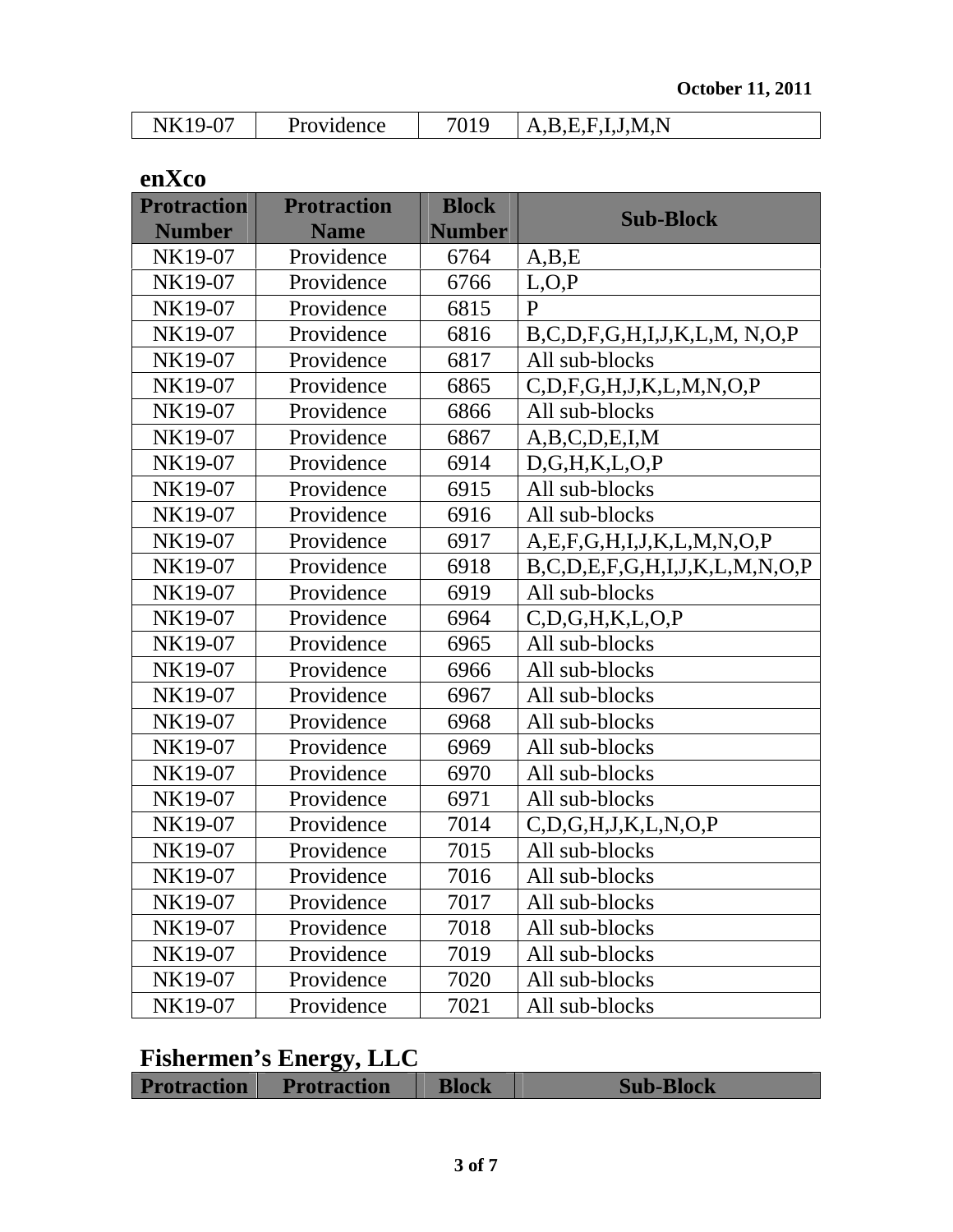October 11, 2011

| NK19-07 | Providence | 7019 | A,B,E,F,I,J,M,N |
|---|---|---|---|

## enXco

| Protraction Number | Protraction Name | Block Number | Sub-Block |
|---|---|---|---|
| NK19-07 | Providence | 6764 | A,B,E |
| NK19-07 | Providence | 6766 | L,O,P |
| NK19-07 | Providence | 6815 | P |
| NK19-07 | Providence | 6816 | B,C,D,F,G,H,I,J,K,L,M, N,O,P |
| NK19-07 | Providence | 6817 | All sub-blocks |
| NK19-07 | Providence | 6865 | C,D,F,G,H,J,K,L,M,N,O,P |
| NK19-07 | Providence | 6866 | All sub-blocks |
| NK19-07 | Providence | 6867 | A,B,C,D,E,I,M |
| NK19-07 | Providence | 6914 | D,G,H,K,L,O,P |
| NK19-07 | Providence | 6915 | All sub-blocks |
| NK19-07 | Providence | 6916 | All sub-blocks |
| NK19-07 | Providence | 6917 | A,E,F,G,H,I,J,K,L,M,N,O,P |
| NK19-07 | Providence | 6918 | B,C,D,E,F,G,H,I,J,K,L,M,N,O,P |
| NK19-07 | Providence | 6919 | All sub-blocks |
| NK19-07 | Providence | 6964 | C,D,G,H,K,L,O,P |
| NK19-07 | Providence | 6965 | All sub-blocks |
| NK19-07 | Providence | 6966 | All sub-blocks |
| NK19-07 | Providence | 6967 | All sub-blocks |
| NK19-07 | Providence | 6968 | All sub-blocks |
| NK19-07 | Providence | 6969 | All sub-blocks |
| NK19-07 | Providence | 6970 | All sub-blocks |
| NK19-07 | Providence | 6971 | All sub-blocks |
| NK19-07 | Providence | 7014 | C,D,G,H,J,K,L,N,O,P |
| NK19-07 | Providence | 7015 | All sub-blocks |
| NK19-07 | Providence | 7016 | All sub-blocks |
| NK19-07 | Providence | 7017 | All sub-blocks |
| NK19-07 | Providence | 7018 | All sub-blocks |
| NK19-07 | Providence | 7019 | All sub-blocks |
| NK19-07 | Providence | 7020 | All sub-blocks |
| NK19-07 | Providence | 7021 | All sub-blocks |

## Fishermen's Energy, LLC

| Protraction | Protraction | Block | Sub-Block |
|---|---|---|---|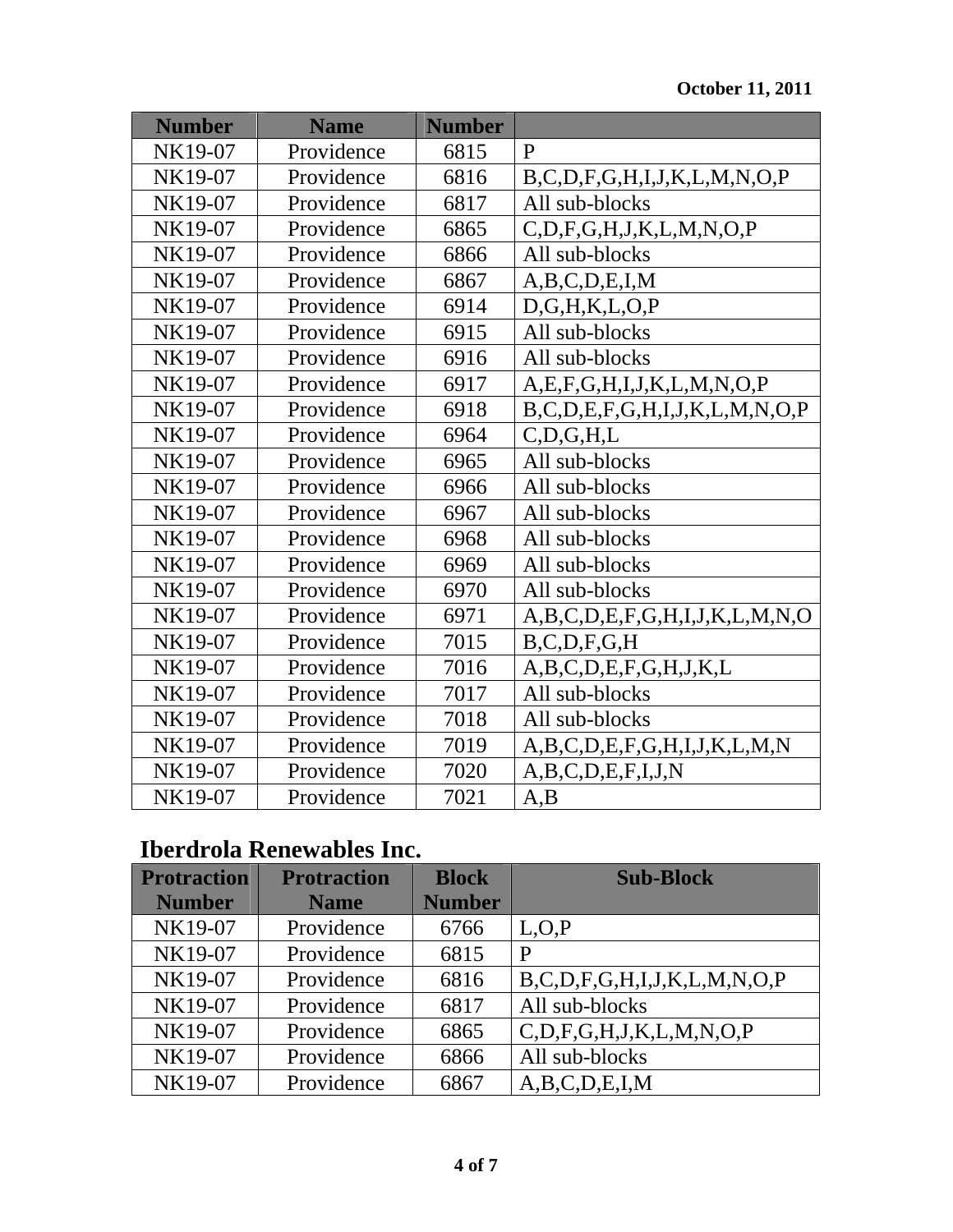October 11, 2011

| Number | Name | Number | |
|---|---|---|---|
| NK19-07 | Providence | 6815 | P |
| NK19-07 | Providence | 6816 | B,C,D,F,G,H,I,J,K,L,M,N,O,P |
| NK19-07 | Providence | 6817 | All sub-blocks |
| NK19-07 | Providence | 6865 | C,D,F,G,H,J,K,L,M,N,O,P |
| NK19-07 | Providence | 6866 | All sub-blocks |
| NK19-07 | Providence | 6867 | A,B,C,D,E,I,M |
| NK19-07 | Providence | 6914 | D,G,H,K,L,O,P |
| NK19-07 | Providence | 6915 | All sub-blocks |
| NK19-07 | Providence | 6916 | All sub-blocks |
| NK19-07 | Providence | 6917 | A,E,F,G,H,I,J,K,L,M,N,O,P |
| NK19-07 | Providence | 6918 | B,C,D,E,F,G,H,I,J,K,L,M,N,O,P |
| NK19-07 | Providence | 6964 | C,D,G,H,L |
| NK19-07 | Providence | 6965 | All sub-blocks |
| NK19-07 | Providence | 6966 | All sub-blocks |
| NK19-07 | Providence | 6967 | All sub-blocks |
| NK19-07 | Providence | 6968 | All sub-blocks |
| NK19-07 | Providence | 6969 | All sub-blocks |
| NK19-07 | Providence | 6970 | All sub-blocks |
| NK19-07 | Providence | 6971 | A,B,C,D,E,F,G,H,I,J,K,L,M,N,O |
| NK19-07 | Providence | 7015 | B,C,D,F,G,H |
| NK19-07 | Providence | 7016 | A,B,C,D,E,F,G,H,J,K,L |
| NK19-07 | Providence | 7017 | All sub-blocks |
| NK19-07 | Providence | 7018 | All sub-blocks |
| NK19-07 | Providence | 7019 | A,B,C,D,E,F,G,H,I,J,K,L,M,N |
| NK19-07 | Providence | 7020 | A,B,C,D,E,F,I,J,N |
| NK19-07 | Providence | 7021 | A,B |

## Iberdrola Renewables Inc.

| Protraction Number | Protraction Name | Block Number | Sub-Block |
|---|---|---|---|
| NK19-07 | Providence | 6766 | L,O,P |
| NK19-07 | Providence | 6815 | P |
| NK19-07 | Providence | 6816 | B,C,D,F,G,H,I,J,K,L,M,N,O,P |
| NK19-07 | Providence | 6817 | All sub-blocks |
| NK19-07 | Providence | 6865 | C,D,F,G,H,J,K,L,M,N,O,P |
| NK19-07 | Providence | 6866 | All sub-blocks |
| NK19-07 | Providence | 6867 | A,B,C,D,E,I,M |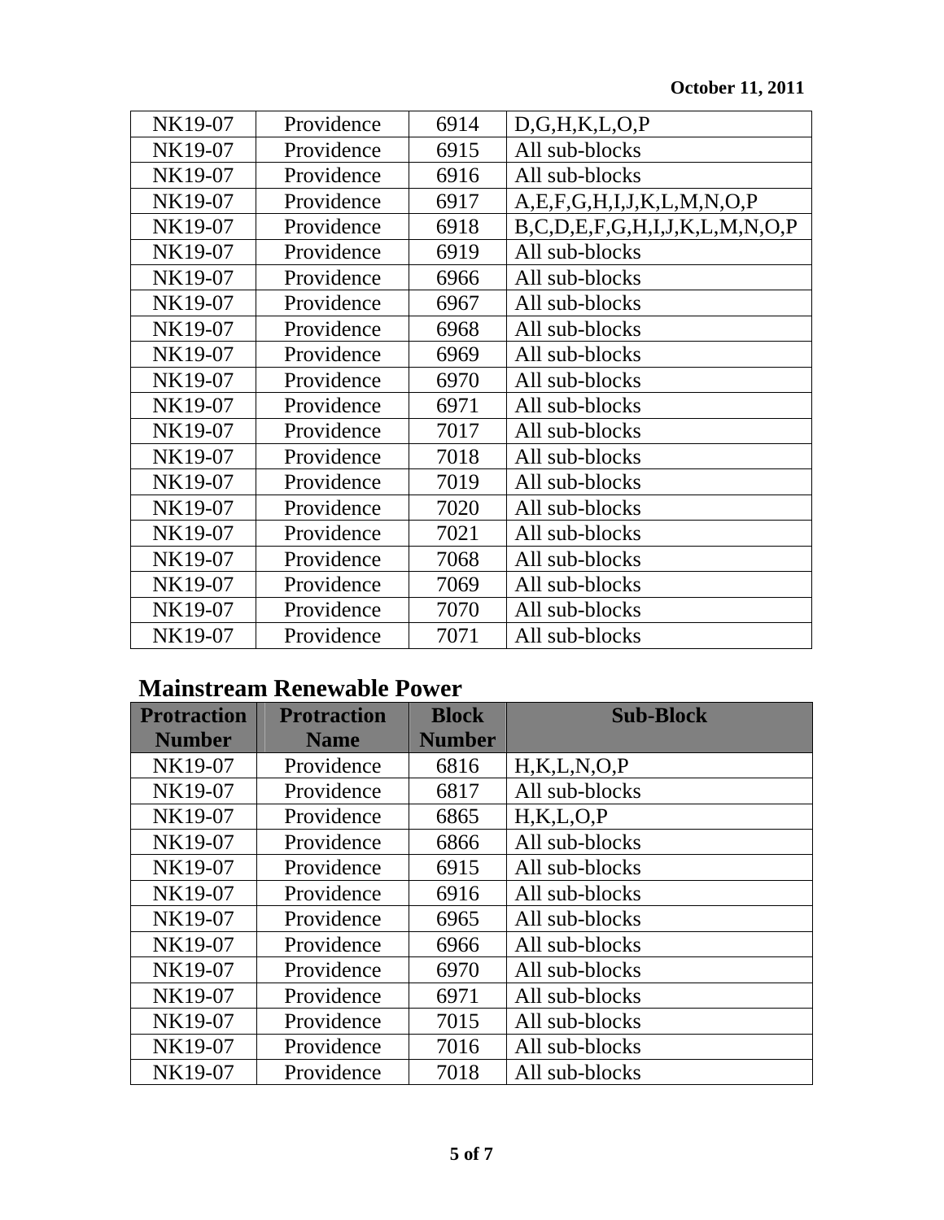| NK19-07 | Providence | 6914 | D,G,H,K,L,O,P |
|---|---|---|---|
| NK19-07 | Providence | 6915 | All sub-blocks |
| NK19-07 | Providence | 6916 | All sub-blocks |
| NK19-07 | Providence | 6917 | A,E,F,G,H,I,J,K,L,M,N,O,P |
| NK19-07 | Providence | 6918 | B,C,D,E,F,G,H,I,J,K,L,M,N,O,P |
| NK19-07 | Providence | 6919 | All sub-blocks |
| NK19-07 | Providence | 6966 | All sub-blocks |
| NK19-07 | Providence | 6967 | All sub-blocks |
| NK19-07 | Providence | 6968 | All sub-blocks |
| NK19-07 | Providence | 6969 | All sub-blocks |
| NK19-07 | Providence | 6970 | All sub-blocks |
| NK19-07 | Providence | 6971 | All sub-blocks |
| NK19-07 | Providence | 7017 | All sub-blocks |
| NK19-07 | Providence | 7018 | All sub-blocks |
| NK19-07 | Providence | 7019 | All sub-blocks |
| NK19-07 | Providence | 7020 | All sub-blocks |
| NK19-07 | Providence | 7021 | All sub-blocks |
| NK19-07 | Providence | 7068 | All sub-blocks |
| NK19-07 | Providence | 7069 | All sub-blocks |
| NK19-07 | Providence | 7070 | All sub-blocks |
| NK19-07 | Providence | 7071 | All sub-blocks |

## Mainstream Renewable Power

| Protraction Number | Protraction Name | Block Number | Sub-Block |
|---|---|---|---|
| NK19-07 | Providence | 6816 | H,K,L,N,O,P |
| NK19-07 | Providence | 6817 | All sub-blocks |
| NK19-07 | Providence | 6865 | H,K,L,O,P |
| NK19-07 | Providence | 6866 | All sub-blocks |
| NK19-07 | Providence | 6915 | All sub-blocks |
| NK19-07 | Providence | 6916 | All sub-blocks |
| NK19-07 | Providence | 6965 | All sub-blocks |
| NK19-07 | Providence | 6966 | All sub-blocks |
| NK19-07 | Providence | 6970 | All sub-blocks |
| NK19-07 | Providence | 6971 | All sub-blocks |
| NK19-07 | Providence | 7015 | All sub-blocks |
| NK19-07 | Providence | 7016 | All sub-blocks |
| NK19-07 | Providence | 7018 | All sub-blocks |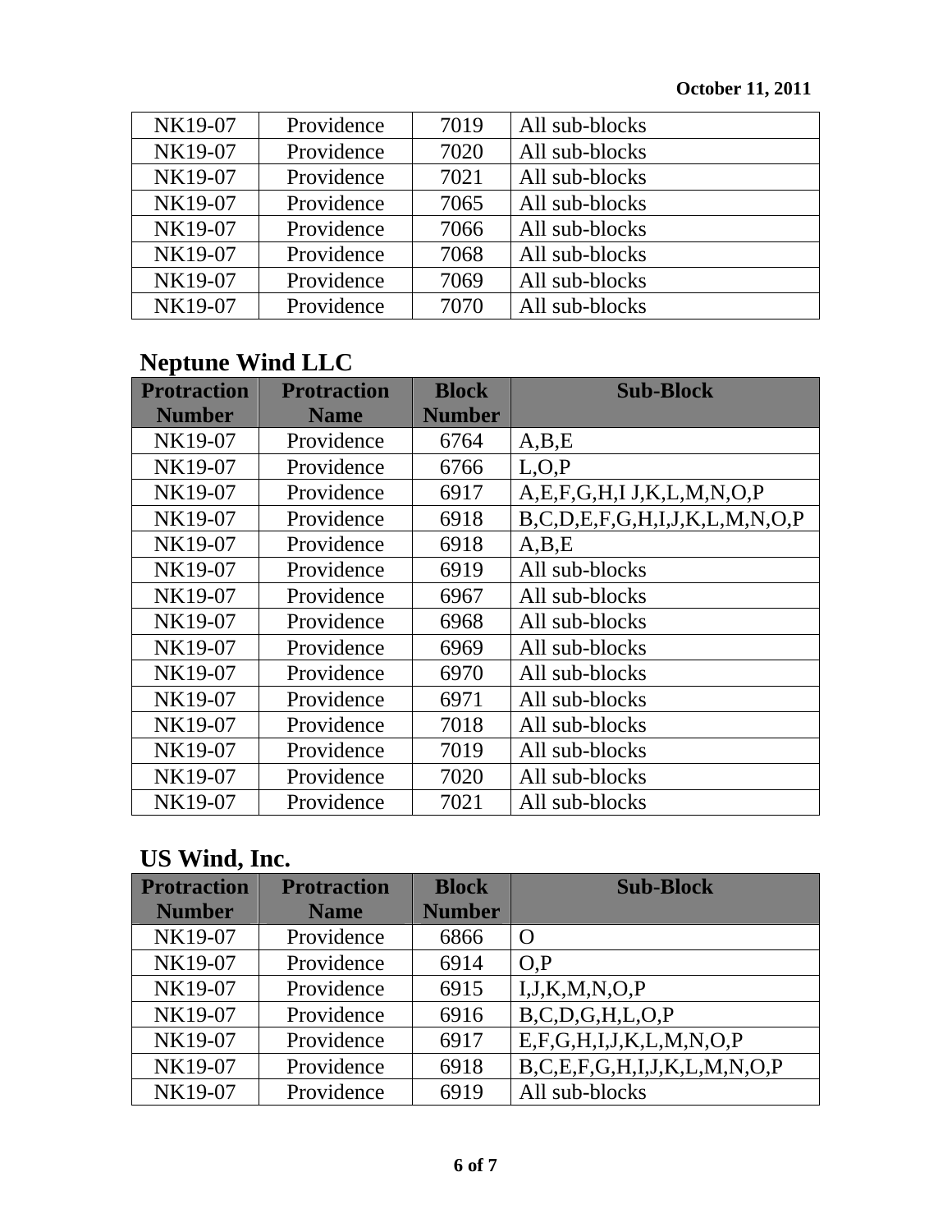| NK19-07 | Providence | 7019 | All sub-blocks |
|---|---|---|---|
| NK19-07 | Providence | 7020 | All sub-blocks |
| NK19-07 | Providence | 7021 | All sub-blocks |
| NK19-07 | Providence | 7065 | All sub-blocks |
| NK19-07 | Providence | 7066 | All sub-blocks |
| NK19-07 | Providence | 7068 | All sub-blocks |
| NK19-07 | Providence | 7069 | All sub-blocks |
| NK19-07 | Providence | 7070 | All sub-blocks |

## Neptune Wind LLC

| Protraction Number | Protraction Name | Block Number | Sub-Block |
|---|---|---|---|
| NK19-07 | Providence | 6764 | A,B,E |
| NK19-07 | Providence | 6766 | L,O,P |
| NK19-07 | Providence | 6917 | A,E,F,G,H,I J,K,L,M,N,O,P |
| NK19-07 | Providence | 6918 | B,C,D,E,F,G,H,I,J,K,L,M,N,O,P |
| NK19-07 | Providence | 6918 | A,B,E |
| NK19-07 | Providence | 6919 | All sub-blocks |
| NK19-07 | Providence | 6967 | All sub-blocks |
| NK19-07 | Providence | 6968 | All sub-blocks |
| NK19-07 | Providence | 6969 | All sub-blocks |
| NK19-07 | Providence | 6970 | All sub-blocks |
| NK19-07 | Providence | 6971 | All sub-blocks |
| NK19-07 | Providence | 7018 | All sub-blocks |
| NK19-07 | Providence | 7019 | All sub-blocks |
| NK19-07 | Providence | 7020 | All sub-blocks |
| NK19-07 | Providence | 7021 | All sub-blocks |

## US Wind, Inc.

| Protraction Number | Protraction Name | Block Number | Sub-Block |
|---|---|---|---|
| NK19-07 | Providence | 6866 | O |
| NK19-07 | Providence | 6914 | O,P |
| NK19-07 | Providence | 6915 | I,J,K,M,N,O,P |
| NK19-07 | Providence | 6916 | B,C,D,G,H,L,O,P |
| NK19-07 | Providence | 6917 | E,F,G,H,I,J,K,L,M,N,O,P |
| NK19-07 | Providence | 6918 | B,C,E,F,G,H,I,J,K,L,M,N,O,P |
| NK19-07 | Providence | 6919 | All sub-blocks |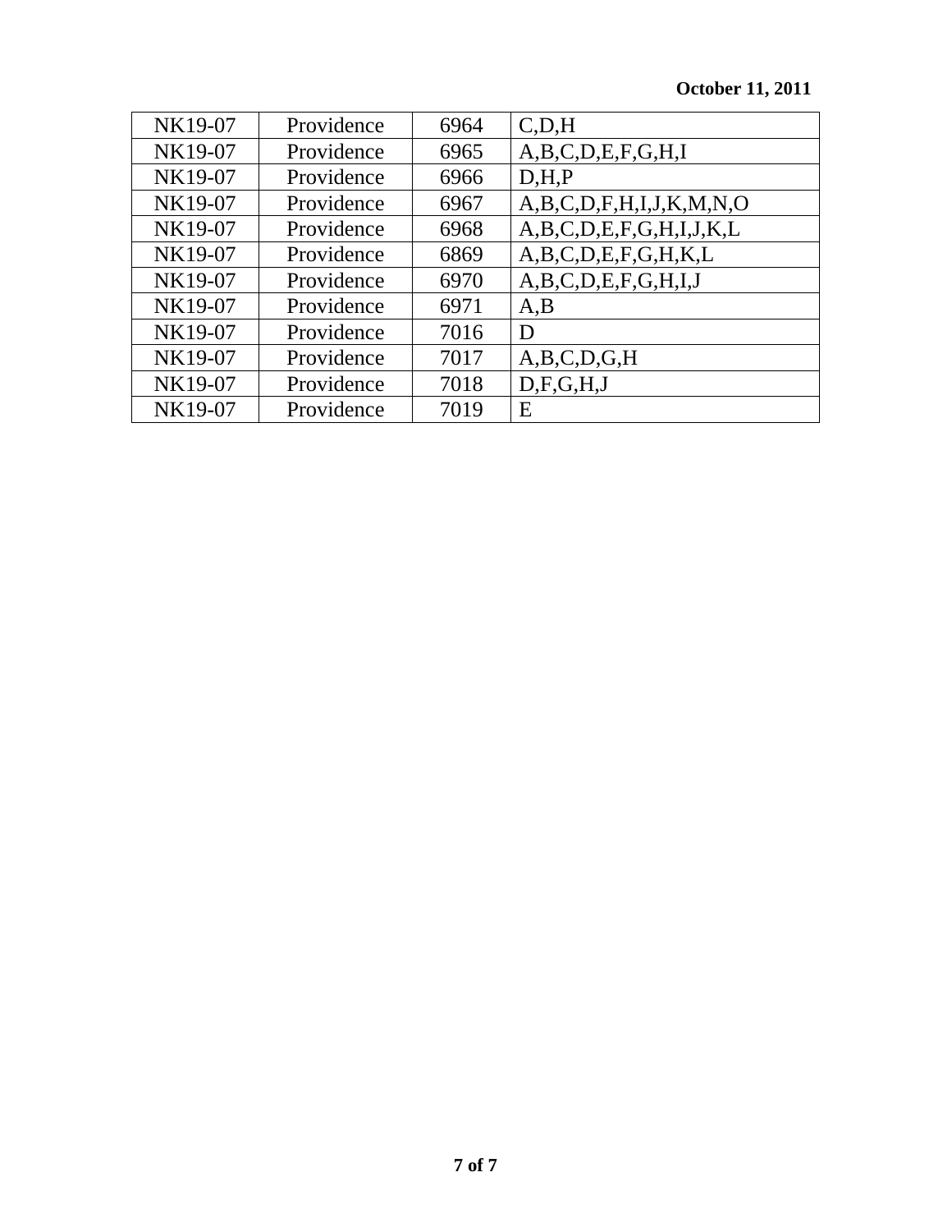October 11, 2011

| | | | |
|---|---|---|---|
| NK19-07 | Providence | 6964 | C,D,H |
| NK19-07 | Providence | 6965 | A,B,C,D,E,F,G,H,I |
| NK19-07 | Providence | 6966 | D,H,P |
| NK19-07 | Providence | 6967 | A,B,C,D,F,H,I,J,K,M,N,O |
| NK19-07 | Providence | 6968 | A,B,C,D,E,F,G,H,I,J,K,L |
| NK19-07 | Providence | 6869 | A,B,C,D,E,F,G,H,K,L |
| NK19-07 | Providence | 6970 | A,B,C,D,E,F,G,H,I,J |
| NK19-07 | Providence | 6971 | A,B |
| NK19-07 | Providence | 7016 | D |
| NK19-07 | Providence | 7017 | A,B,C,D,G,H |
| NK19-07 | Providence | 7018 | D,F,G,H,J |
| NK19-07 | Providence | 7019 | E |